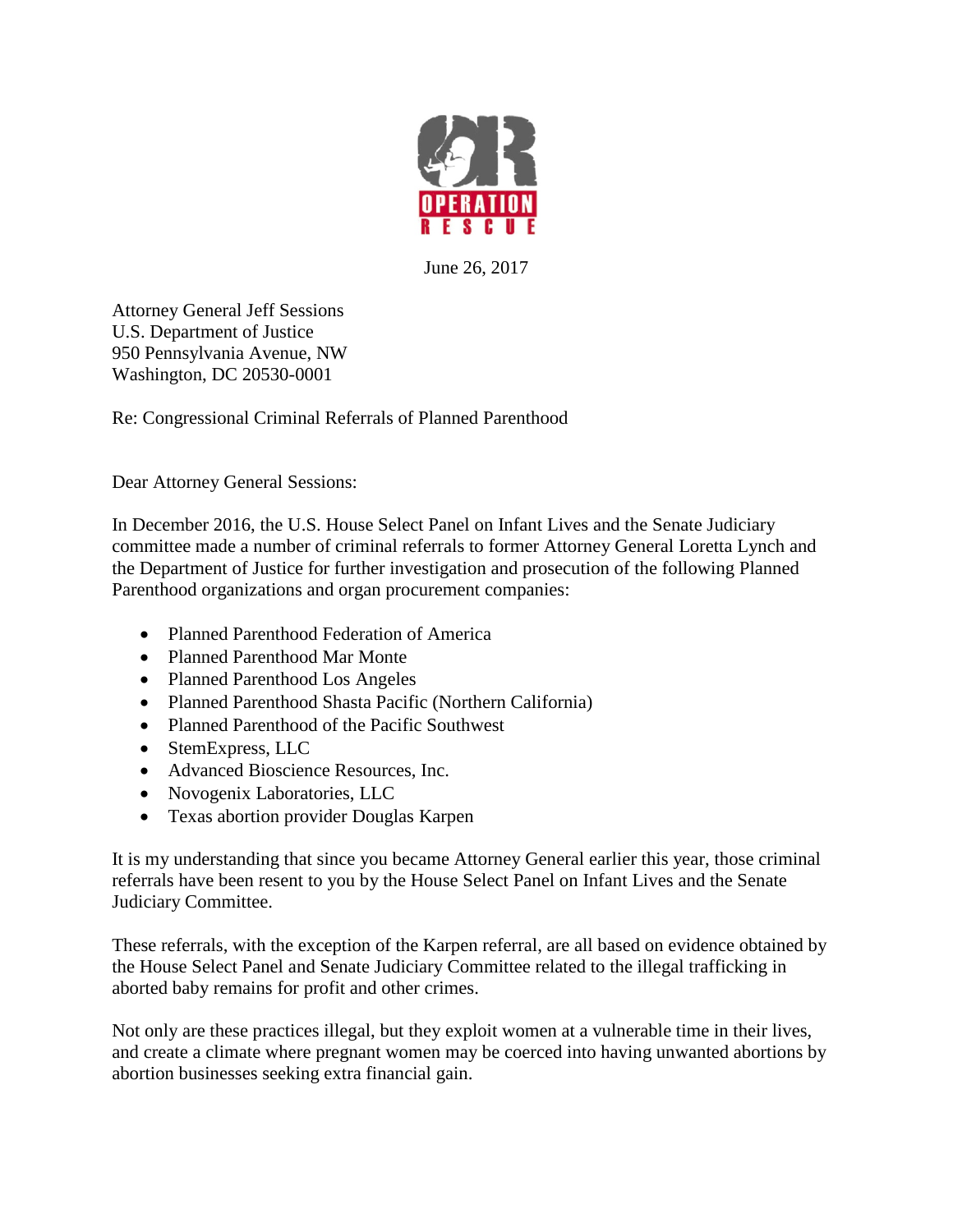OPERATION RESCUE

June 26, 2017

Attorney General Jeff Sessions
U.S. Department of Justice
950 Pennsylvania Avenue, NW
Washington, DC 20530-0001

Re: Congressional Criminal Referrals of Planned Parenthood

Dear Attorney General Sessions:

In December 2016, the U.S. House Select Panel on Infant Lives and the Senate Judiciary committee made a number of criminal referrals to former Attorney General Loretta Lynch and the Department of Justice for further investigation and prosecution of the following Planned Parenthood organizations and organ procurement companies:

- Planned Parenthood Federation of America
- Planned Parenthood Mar Monte
- Planned Parenthood Los Angeles
- Planned Parenthood Shasta Pacific (Northern California)
- Planned Parenthood of the Pacific Southwest
- StemExpress, LLC
- Advanced Bioscience Resources, Inc.
- Novogenix Laboratories, LLC
- Texas abortion provider Douglas Karpen

It is my understanding that since you became Attorney General earlier this year, those criminal referrals have been resent to you by the House Select Panel on Infant Lives and the Senate Judiciary Committee.

These referrals, with the exception of the Karpen referral, are all based on evidence obtained by the House Select Panel and Senate Judiciary Committee related to the illegal trafficking in aborted baby remains for profit and other crimes.

Not only are these practices illegal, but they exploit women at a vulnerable time in their lives, and create a climate where pregnant women may be coerced into having unwanted abortions by abortion businesses seeking extra financial gain.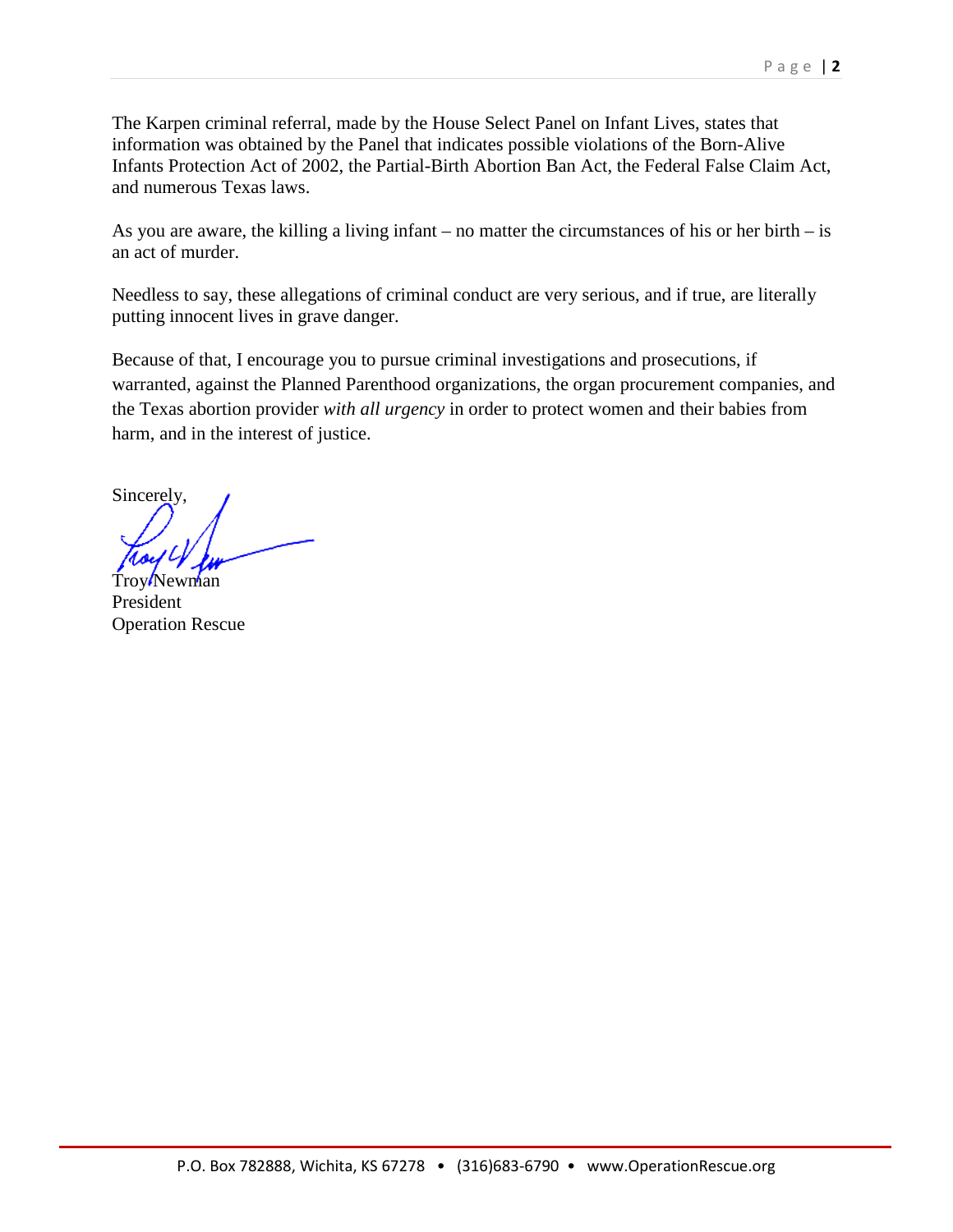The Karpen criminal referral, made by the House Select Panel on Infant Lives, states that information was obtained by the Panel that indicates possible violations of the Born-Alive Infants Protection Act of 2002, the Partial-Birth Abortion Ban Act, the Federal False Claim Act, and numerous Texas laws.

As you are aware, the killing a living infant – no matter the circumstances of his or her birth – is an act of murder.

Needless to say, these allegations of criminal conduct are very serious, and if true, are literally putting innocent lives in grave danger.

Because of that, I encourage you to pursue criminal investigations and prosecutions, if warranted, against the Planned Parenthood organizations, the organ procurement companies, and the Texas abortion provider *with all urgency* in order to protect women and their babies from harm, and in the interest of justice.

Sincerely,

Troy Newman
President
Operation Rescue

P.O. Box 782888, Wichita, KS 67278 • (316)683-6790 • www.OperationRescue.org